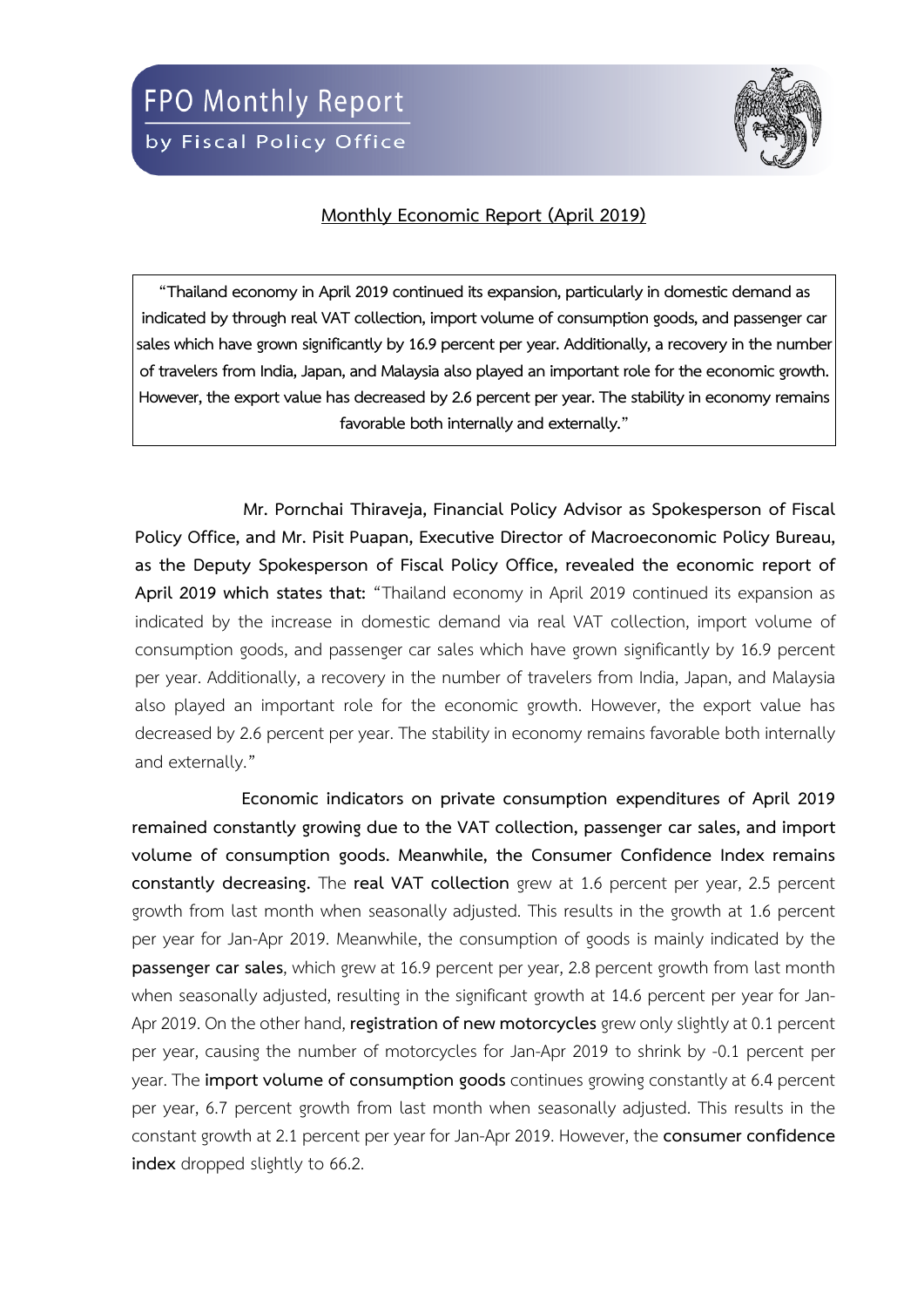# FPO Monthly Report

by Fiscal Policy Office

## Monthly Economic Report (April 2019)

> **"Thailand economy in April 2019 continued its expansion, particularly in domestic demand as indicated by through real VAT collection, import volume of consumption goods, and passenger car sales which have grown significantly by 16.9 percent per year. Additionally, a recovery in the number of travelers from India, Japan, and Malaysia also played an important role for the economic growth. However, the export value has decreased by 2.6 percent per year. The stability in economy remains favorable both internally and externally."**

**Mr. Pornchai Thiraveja, Financial Policy Advisor as Spokesperson of Fiscal Policy Office, and Mr. Pisit Puapan, Executive Director of Macroeconomic Policy Bureau, as the Deputy Spokesperson of Fiscal Policy Office, revealed the economic report of April 2019 which states that:** "Thailand economy in April 2019 continued its expansion as indicated by the increase in domestic demand via real VAT collection, import volume of consumption goods, and passenger car sales which have grown significantly by 16.9 percent per year. Additionally, a recovery in the number of travelers from India, Japan, and Malaysia also played an important role for the economic growth. However, the export value has decreased by 2.6 percent per year. The stability in economy remains favorable both internally and externally."

**Economic indicators on private consumption expenditures of April 2019 remained constantly growing due to the VAT collection, passenger car sales, and import volume of consumption goods. Meanwhile, the Consumer Confidence Index remains constantly decreasing.** The **real VAT collection** grew at 1.6 percent per year, 2.5 percent growth from last month when seasonally adjusted. This results in the growth at 1.6 percent per year for Jan-Apr 2019. Meanwhile, the consumption of goods is mainly indicated by the **passenger car sales**, which grew at 16.9 percent per year, 2.8 percent growth from last month when seasonally adjusted, resulting in the significant growth at 14.6 percent per year for Jan-Apr 2019. On the other hand, **registration of new motorcycles** grew only slightly at 0.1 percent per year, causing the number of motorcycles for Jan-Apr 2019 to shrink by -0.1 percent per year. The **import volume of consumption goods** continues growing constantly at 6.4 percent per year, 6.7 percent growth from last month when seasonally adjusted. This results in the constant growth at 2.1 percent per year for Jan-Apr 2019. However, the **consumer confidence index** dropped slightly to 66.2.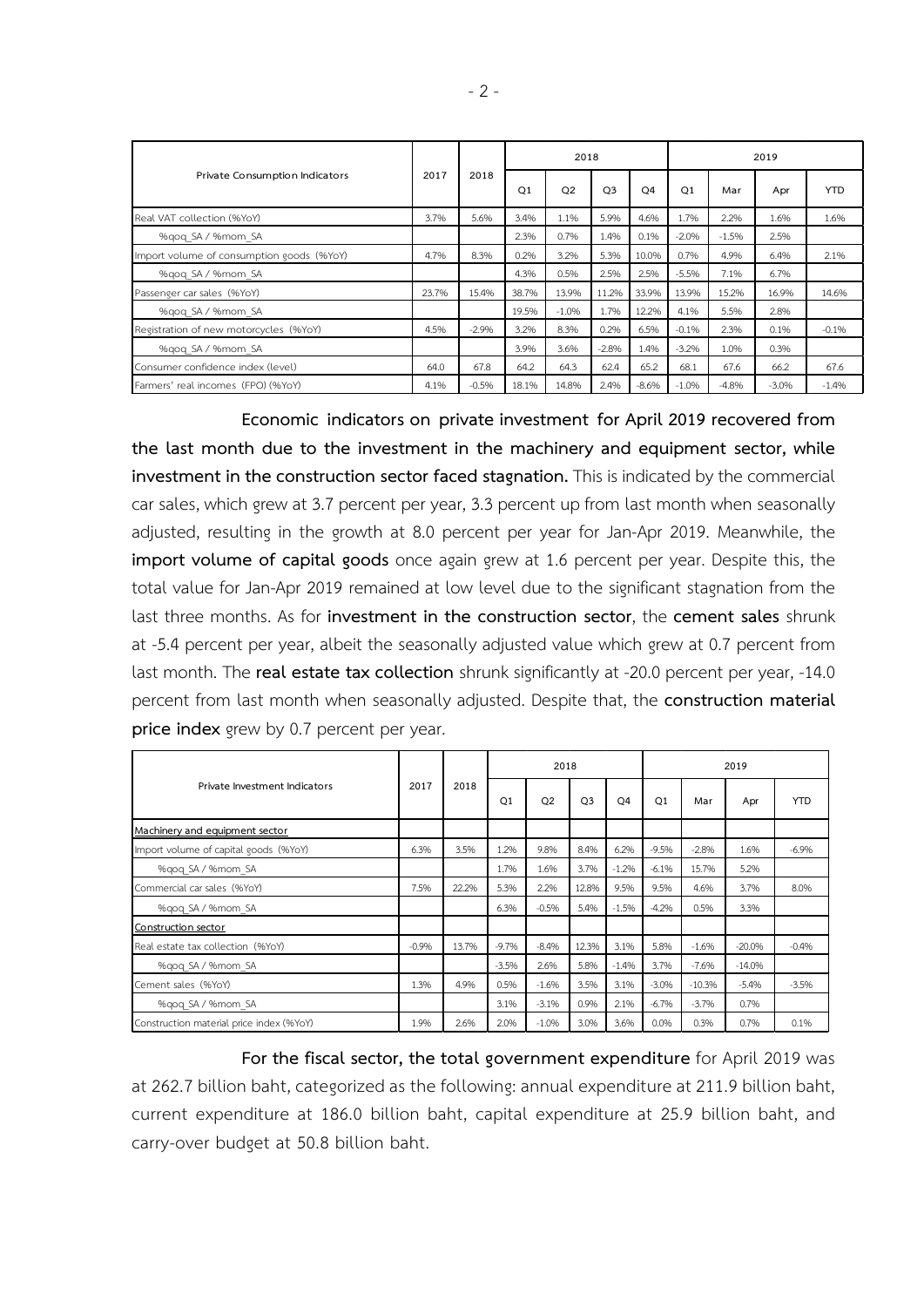| Private Consumption Indicators | 2017 | 2018 | 2018 | | | | 2019 | | | |
|---|---|---|---|---|---|---|---|---|---|---|
| | | | Q1 | Q2 | Q3 | Q4 | Q1 | Mar | Apr | YTD |
| Real VAT collection (%YoY) | 3.7% | 5.6% | 3.4% | 1.1% | 5.9% | 4.6% | 1.7% | 2.2% | 1.6% | 1.6% |
| %qoq_SA / %mom_SA | | | 2.3% | 0.7% | 1.4% | 0.1% | -2.0% | -1.5% | 2.5% | |
| Import volume of consumption goods (%YoY) | 4.7% | 8.3% | 0.2% | 3.2% | 5.3% | 10.0% | 0.7% | 4.9% | 6.4% | 2.1% |
| %qoq_SA / %mom_SA | | | 4.3% | 0.5% | 2.5% | 2.5% | -5.5% | 7.1% | 6.7% | |
| Passenger car sales (%YoY) | 23.7% | 15.4% | 38.7% | 13.9% | 11.2% | 33.9% | 13.9% | 15.2% | 16.9% | 14.6% |
| %qoq_SA / %mom_SA | | | 19.5% | -1.0% | 1.7% | 12.2% | 4.1% | 5.5% | 2.8% | |
| Registration of new motorcycles (%YoY) | 4.5% | -2.9% | 3.2% | 8.3% | 0.2% | 6.5% | -0.1% | 2.3% | 0.1% | -0.1% |
| %qoq_SA / %mom_SA | | | 3.9% | 3.6% | -2.8% | 1.4% | -3.2% | 1.0% | 0.3% | |
| Consumer confidence index (level) | 64.0 | 67.8 | 64.2 | 64.3 | 62.4 | 65.2 | 68.1 | 67.6 | 66.2 | 67.6 |
| Farmers' real incomes (FPO) (%YoY) | 4.1% | -0.5% | 18.1% | 14.8% | 2.4% | -8.6% | -1.0% | -4.8% | -3.0% | -1.4% |

**Economic indicators on private investment for April 2019 recovered from the last month due to the investment in the machinery and equipment sector, while investment in the construction sector faced stagnation.** This is indicated by the commercial car sales, which grew at 3.7 percent per year, 3.3 percent up from last month when seasonally adjusted, resulting in the growth at 8.0 percent per year for Jan-Apr 2019. Meanwhile, the **import volume of capital goods** once again grew at 1.6 percent per year. Despite this, the total value for Jan-Apr 2019 remained at low level due to the significant stagnation from the last three months. As for **investment in the construction sector**, the **cement sales** shrunk at -5.4 percent per year, albeit the seasonally adjusted value which grew at 0.7 percent from last month. The **real estate tax collection** shrunk significantly at -20.0 percent per year, -14.0 percent from last month when seasonally adjusted. Despite that, the **construction material price index** grew by 0.7 percent per year.

| Private Investment Indicators | 2017 | 2018 | 2018 | | | | 2019 | | | |
|---|---|---|---|---|---|---|---|---|---|---|
| | | | Q1 | Q2 | Q3 | Q4 | Q1 | Mar | Apr | YTD |
| Machinery and equipment sector | | | | | | | | | | |
| Import volume of capital goods (%YoY) | 6.3% | 3.5% | 1.2% | 9.8% | 8.4% | 6.2% | -9.5% | -2.8% | 1.6% | -6.9% |
| %qoq_SA / %mom_SA | | | 1.7% | 1.6% | 3.7% | -1.2% | -6.1% | 15.7% | 5.2% | |
| Commercial car sales (%YoY) | 7.5% | 22.2% | 5.3% | 2.2% | 12.8% | 9.5% | 9.5% | 4.6% | 3.7% | 8.0% |
| %qoq_SA / %mom_SA | | | 6.3% | -0.5% | 5.4% | -1.5% | -4.2% | 0.5% | 3.3% | |
| Construction sector | | | | | | | | | | |
| Real estate tax collection (%YoY) | -0.9% | 13.7% | -9.7% | -8.4% | 12.3% | 3.1% | 5.8% | -1.6% | -20.0% | -0.4% |
| %qoq_SA / %mom_SA | | | -3.5% | 2.6% | 5.8% | -1.4% | 3.7% | -7.6% | -14.0% | |
| Cement sales (%YoY) | 1.3% | 4.9% | 0.5% | -1.6% | 3.5% | 3.1% | -3.0% | -10.3% | -5.4% | -3.5% |
| %qoq_SA / %mom_SA | | | 3.1% | -3.1% | 0.9% | 2.1% | -6.7% | -3.7% | 0.7% | |
| Construction material price index (%YoY) | 1.9% | 2.6% | 2.0% | -1.0% | 3.0% | 3.6% | 0.0% | 0.3% | 0.7% | 0.1% |

**For the fiscal sector, the total government expenditure** for April 2019 was at 262.7 billion baht, categorized as the following: annual expenditure at 211.9 billion baht, current expenditure at 186.0 billion baht, capital expenditure at 25.9 billion baht, and carry-over budget at 50.8 billion baht.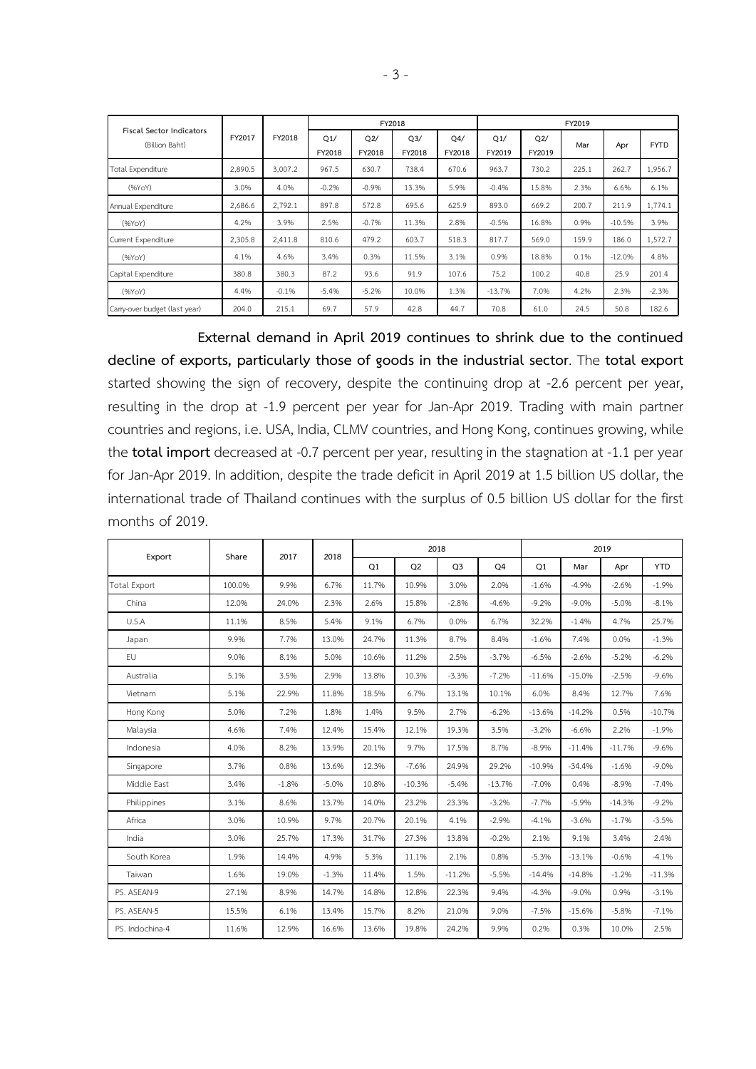| Fiscal Sector Indicators (Billion Baht) | FY2017 | FY2018 | FY2018 | | | | FY2019 | | | | |
|---|---|---|---|---|---|---|---|---|---|---|---|
| | | | Q1/ FY2018 | Q2/ FY2018 | Q3/ FY2018 | Q4/ FY2018 | Q1/ FY2019 | Q2/ FY2019 | Mar | Apr | FYTD |
| Total Expenditure | 2,890.5 | 3,007.2 | 967.5 | 630.7 | 738.4 | 670.6 | 963.7 | 730.2 | 225.1 | 262.7 | 1,956.7 |
| (%YoY) | 3.0% | 4.0% | -0.2% | -0.9% | 13.3% | 5.9% | -0.4% | 15.8% | 2.3% | 6.6% | 6.1% |
| Annual Expenditure | 2,686.6 | 2,792.1 | 897.8 | 572.8 | 695.6 | 625.9 | 893.0 | 669.2 | 200.7 | 211.9 | 1,774.1 |
| (%YoY) | 4.2% | 3.9% | 2.5% | -0.7% | 11.3% | 2.8% | -0.5% | 16.8% | 0.9% | -10.5% | 3.9% |
| Current Expenditure | 2,305.8 | 2,411.8 | 810.6 | 479.2 | 603.7 | 518.3 | 817.7 | 569.0 | 159.9 | 186.0 | 1,572.7 |
| (%YoY) | 4.1% | 4.6% | 3.4% | 0.3% | 11.5% | 3.1% | 0.9% | 18.8% | 0.1% | -12.0% | 4.8% |
| Capital Expenditure | 380.8 | 380.3 | 87.2 | 93.6 | 91.9 | 107.6 | 75.2 | 100.2 | 40.8 | 25.9 | 201.4 |
| (%YoY) | 4.4% | -0.1% | -5.4% | -5.2% | 10.0% | 1.3% | -13.7% | 7.0% | 4.2% | 2.3% | -2.3% |
| Carry-over budget (last year) | 204.0 | 215.1 | 69.7 | 57.9 | 42.8 | 44.7 | 70.8 | 61.0 | 24.5 | 50.8 | 182.6 |

**External demand in April 2019 continues to shrink due to the continued decline of exports, particularly those of goods in the industrial sector**. The **total export** started showing the sign of recovery, despite the continuing drop at -2.6 percent per year, resulting in the drop at -1.9 percent per year for Jan-Apr 2019. Trading with main partner countries and regions, i.e. USA, India, CLMV countries, and Hong Kong, continues growing, while the **total import** decreased at -0.7 percent per year, resulting in the stagnation at -1.1 per year for Jan-Apr 2019. In addition, despite the trade deficit in April 2019 at 1.5 billion US dollar, the international trade of Thailand continues with the surplus of 0.5 billion US dollar for the first months of 2019.

| Export | Share | 2017 | 2018 | 2018 | | | | 2019 | | | |
|---|---|---|---|---|---|---|---|---|---|---|---|
| | | | | Q1 | Q2 | Q3 | Q4 | Q1 | Mar | Apr | YTD |
| Total Export | 100.0% | 9.9% | 6.7% | 11.7% | 10.9% | 3.0% | 2.0% | -1.6% | -4.9% | -2.6% | -1.9% |
| China | 12.0% | 24.0% | 2.3% | 2.6% | 15.8% | -2.8% | -4.6% | -9.2% | -9.0% | -5.0% | -8.1% |
| U.S.A | 11.1% | 8.5% | 5.4% | 9.1% | 6.7% | 0.0% | 6.7% | 32.2% | -1.4% | 4.7% | 25.7% |
| Japan | 9.9% | 7.7% | 13.0% | 24.7% | 11.3% | 8.7% | 8.4% | -1.6% | 7.4% | 0.0% | -1.3% |
| EU | 9.0% | 8.1% | 5.0% | 10.6% | 11.2% | 2.5% | -3.7% | -6.5% | -2.6% | -5.2% | -6.2% |
| Australia | 5.1% | 3.5% | 2.9% | 13.8% | 10.3% | -3.3% | -7.2% | -11.6% | -15.0% | -2.5% | -9.6% |
| Vietnam | 5.1% | 22.9% | 11.8% | 18.5% | 6.7% | 13.1% | 10.1% | 6.0% | 8.4% | 12.7% | 7.6% |
| Hong Kong | 5.0% | 7.2% | 1.8% | 1.4% | 9.5% | 2.7% | -6.2% | -13.6% | -14.2% | 0.5% | -10.7% |
| Malaysia | 4.6% | 7.4% | 12.4% | 15.4% | 12.1% | 19.3% | 3.5% | -3.2% | -6.6% | 2.2% | -1.9% |
| Indonesia | 4.0% | 8.2% | 13.9% | 20.1% | 9.7% | 17.5% | 8.7% | -8.9% | -11.4% | -11.7% | -9.6% |
| Singapore | 3.7% | 0.8% | 13.6% | 12.3% | -7.6% | 24.9% | 29.2% | -10.9% | -34.4% | -1.6% | -9.0% |
| Middle East | 3.4% | -1.8% | -5.0% | 10.8% | -10.3% | -5.4% | -13.7% | -7.0% | 0.4% | -8.9% | -7.4% |
| Philippines | 3.1% | 8.6% | 13.7% | 14.0% | 23.2% | 23.3% | -3.2% | -7.7% | -5.9% | -14.3% | -9.2% |
| Africa | 3.0% | 10.9% | 9.7% | 20.7% | 20.1% | 4.1% | -2.9% | -4.1% | -3.6% | -1.7% | -3.5% |
| India | 3.0% | 25.7% | 17.3% | 31.7% | 27.3% | 13.8% | -0.2% | 2.1% | 9.1% | 3.4% | 2.4% |
| South Korea | 1.9% | 14.4% | 4.9% | 5.3% | 11.1% | 2.1% | 0.8% | -5.3% | -13.1% | -0.6% | -4.1% |
| Taiwan | 1.6% | 19.0% | -1.3% | 11.4% | 1.5% | -11.2% | -5.5% | -14.4% | -14.8% | -1.2% | -11.3% |
| PS. ASEAN-9 | 27.1% | 8.9% | 14.7% | 14.8% | 12.8% | 22.3% | 9.4% | -4.3% | -9.0% | 0.9% | -3.1% |
| PS. ASEAN-5 | 15.5% | 6.1% | 13.4% | 15.7% | 8.2% | 21.0% | 9.0% | -7.5% | -15.6% | -5.8% | -7.1% |
| PS. Indochina-4 | 11.6% | 12.9% | 16.6% | 13.6% | 19.8% | 24.2% | 9.9% | 0.2% | 0.3% | 10.0% | 2.5% |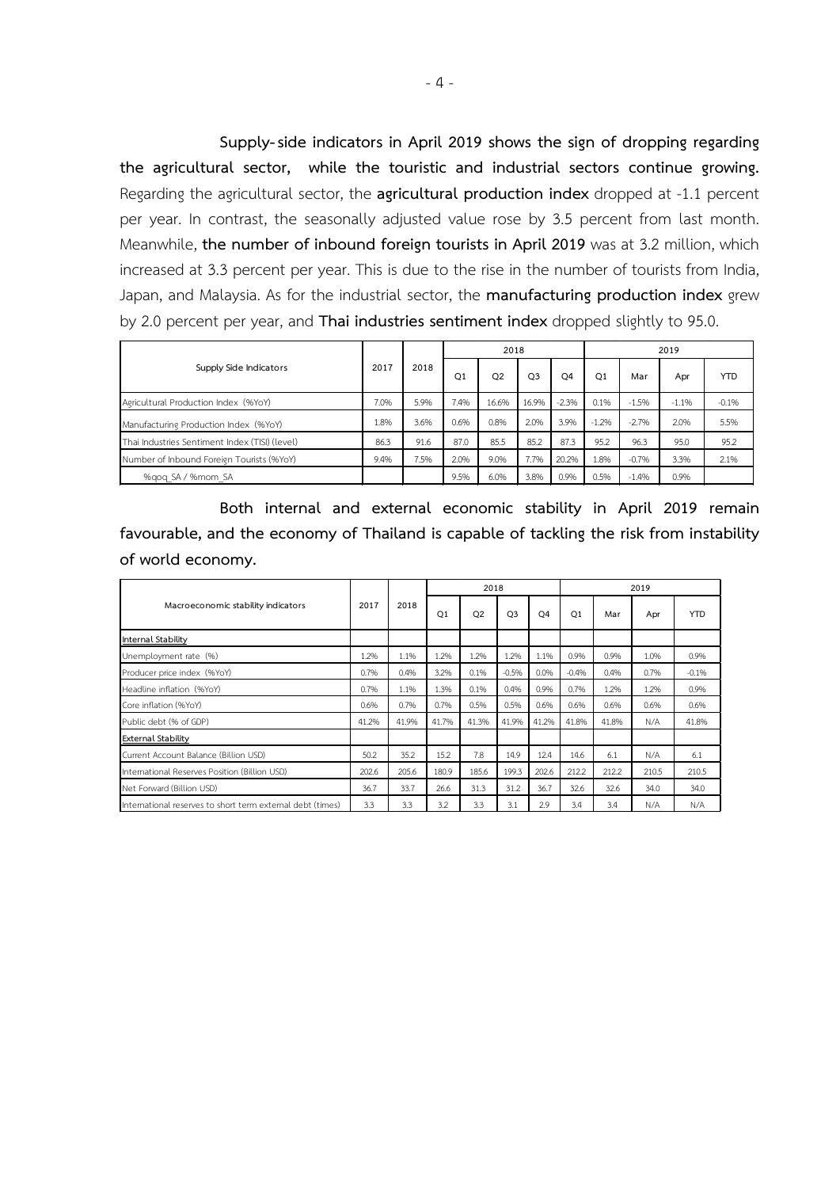**Supply-side indicators in April 2019 shows the sign of dropping regarding the agricultural sector, while the touristic and industrial sectors continue growing.** Regarding the agricultural sector, the **agricultural production index** dropped at -1.1 percent per year. In contrast, the seasonally adjusted value rose by 3.5 percent from last month. Meanwhile, **the number of inbound foreign tourists in April 2019** was at 3.2 million, which increased at 3.3 percent per year. This is due to the rise in the number of tourists from India, Japan, and Malaysia. As for the industrial sector, the **manufacturing production index** grew by 2.0 percent per year, and **Thai industries sentiment index** dropped slightly to 95.0.

| Supply Side Indicators | 2017 | 2018 | 2018 | | | | 2019 | | | |
|---|---|---|---|---|---|---|---|---|---|---|
| | | | Q1 | Q2 | Q3 | Q4 | Q1 | Mar | Apr | YTD |
| Agricultural Production Index (%YoY) | 7.0% | 5.9% | 7.4% | 16.6% | 16.9% | -2.3% | 0.1% | -1.5% | -1.1% | -0.1% |
| Manufacturing Production Index (%YoY) | 1.8% | 3.6% | 0.6% | 0.8% | 2.0% | 3.9% | -1.2% | -2.7% | 2.0% | 5.5% |
| Thai Industries Sentiment Index (TISI) (level) | 86.3 | 91.6 | 87.0 | 85.5 | 85.2 | 87.3 | 95.2 | 96.3 | 95.0 | 95.2 |
| Number of Inbound Foreign Tourists (%YoY) | 9.4% | 7.5% | 2.0% | 9.0% | 7.7% | 20.2% | 1.8% | -0.7% | 3.3% | 2.1% |
| %qoq_SA / %mom_SA | | | 9.5% | 6.0% | 3.8% | 0.9% | 0.5% | -1.4% | 0.9% | |

**Both internal and external economic stability in April 2019 remain favourable, and the economy of Thailand is capable of tackling the risk from instability of world economy.**

| Macroeconomic stability indicators | 2017 | 2018 | 2018 | | | | 2019 | | | |
|---|---|---|---|---|---|---|---|---|---|---|
| | | | Q1 | Q2 | Q3 | Q4 | Q1 | Mar | Apr | YTD |
| **Internal Stability** | | | | | | | | | | |
| Unemployment rate (%) | 1.2% | 1.1% | 1.2% | 1.2% | 1.2% | 1.1% | 0.9% | 0.9% | 1.0% | 0.9% |
| Producer price index (%YoY) | 0.7% | 0.4% | 3.2% | 0.1% | -0.5% | 0.0% | -0.4% | 0.4% | 0.7% | -0.1% |
| Headline inflation (%YoY) | 0.7% | 1.1% | 1.3% | 0.1% | 0.4% | 0.9% | 0.7% | 1.2% | 1.2% | 0.9% |
| Core inflation (%YoY) | 0.6% | 0.7% | 0.7% | 0.5% | 0.5% | 0.6% | 0.6% | 0.6% | 0.6% | 0.6% |
| Public debt (% of GDP) | 41.2% | 41.9% | 41.7% | 41.3% | 41.9% | 41.2% | 41.8% | 41.8% | N/A | 41.8% |
| **External Stability** | | | | | | | | | | |
| Current Account Balance (Billion USD) | 50.2 | 35.2 | 15.2 | 7.8 | 14.9 | 12.4 | 14.6 | 6.1 | N/A | 6.1 |
| International Reserves Position (Billion USD) | 202.6 | 205.6 | 180.9 | 185.6 | 199.3 | 202.6 | 212.2 | 212.2 | 210.5 | 210.5 |
| Net Forward (Billion USD) | 36.7 | 33.7 | 26.6 | 31.3 | 31.2 | 36.7 | 32.6 | 32.6 | 34.0 | 34.0 |
| International reserves to short term external debt (times) | 3.3 | 3.3 | 3.2 | 3.3 | 3.1 | 2.9 | 3.4 | 3.4 | N/A | N/A |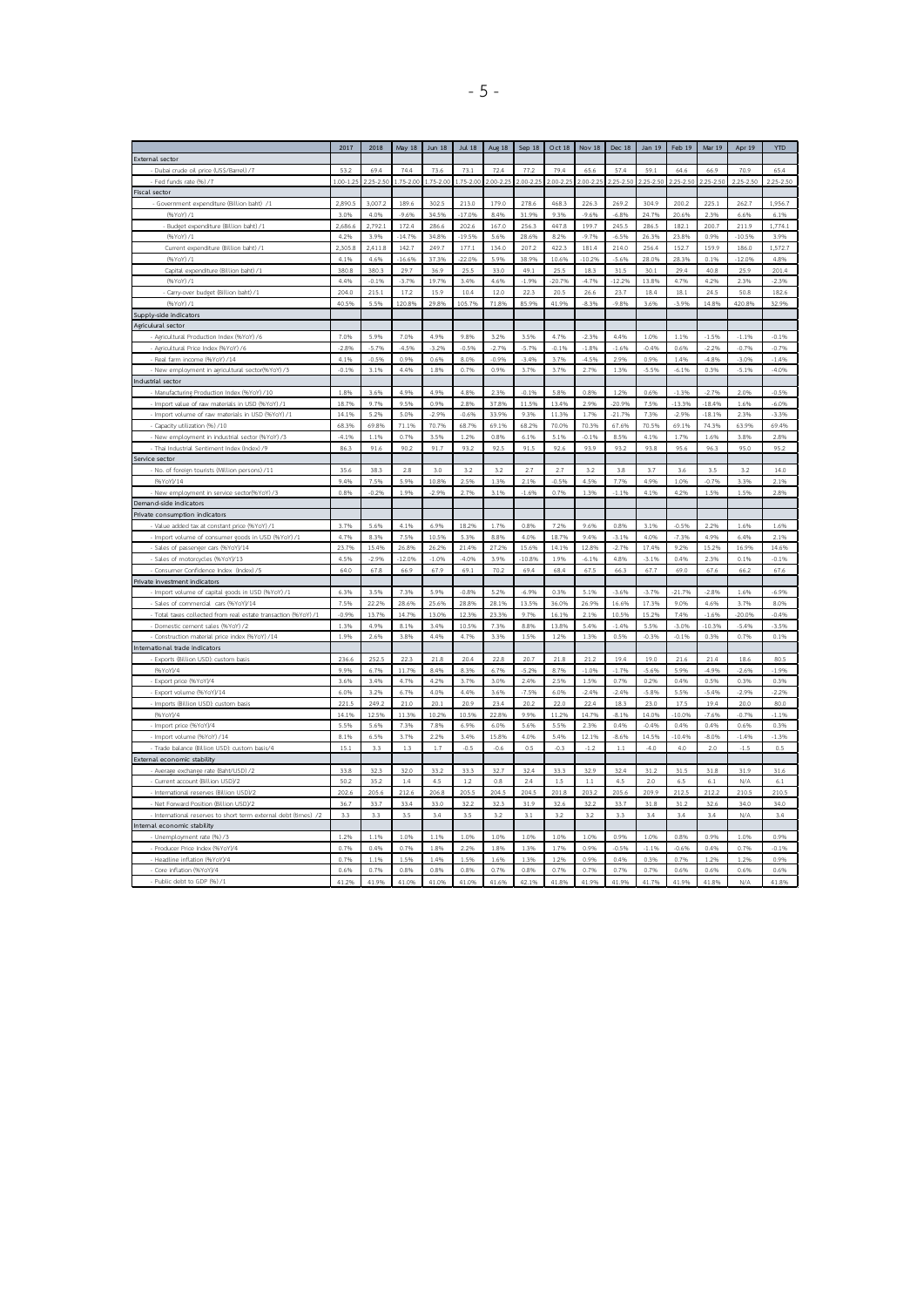| | 2017 | 2018 | May 18 | Jun 18 | Jul 18 | Aug 18 | Sep 18 | Oct 18 | Nov 18 | Dec 18 | Jan 19 | Feb 19 | Mar 19 | Apr 19 | YTD |
|---|---|---|---|---|---|---|---|---|---|---|---|---|---|---|---|
| **External sector** | | | | | | | | | | | | | | | |
| - Dubai crude oil price (US$/Barrel) /7 | 53.2 | 69.4 | 74.4 | 73.6 | 73.1 | 72.4 | 77.2 | 79.4 | 65.6 | 57.4 | 59.1 | 64.6 | 66.9 | 70.9 | 65.4 |
| - Fed funds rate (%) /7 | 1.00-1.25 | 2.25-2.50 | 1.75-2.00 | 1.75-2.00 | 1.75-2.00 | 2.00-2.25 | 2.00-2.25 | 2.00-2.25 | 2.00-2.25 | 2.25-2.50 | 2.25-2.50 | 2.25-2.50 | 2.25-2.50 | 2.25-2.50 | 2.25-2.50 |
| **Fiscal sector** | | | | | | | | | | | | | | | |
| - Government expenditure (Billion baht) /1 | 2,890.5 | 3,007.2 | 189.6 | 302.5 | 213.0 | 179.0 | 278.6 | 468.3 | 226.3 | 269.2 | 304.9 | 200.2 | 225.1 | 262.7 | 1,956.7 |
| (%YoY) /1 | 3.0% | 4.0% | -9.6% | 34.5% | -17.0% | 8.4% | 31.9% | 9.3% | -9.6% | -6.8% | 24.7% | 20.6% | 2.3% | 6.6% | 6.1% |
| - Budget expenditure (Billion baht) /1 | 2,686.6 | 2,792.1 | 172.4 | 286.6 | 202.6 | 167.0 | 256.3 | 447.8 | 199.7 | 245.5 | 286.5 | 182.1 | 200.7 | 211.9 | 1,774.1 |
| (%YoY) /1 | 4.2% | 3.9% | -14.7% | 34.8% | -19.5% | 5.6% | 28.6% | 8.2% | -9.7% | -6.5% | 26.3% | 23.8% | 0.9% | -10.5% | 3.9% |
| Current expenditure (Billion baht) /1 | 2,305.8 | 2,411.8 | 142.7 | 249.7 | 177.1 | 134.0 | 207.2 | 422.3 | 181.4 | 214.0 | 256.4 | 152.7 | 159.9 | 186.0 | 1,572.7 |
| (%YoY) /1 | 4.1% | 4.6% | -16.6% | 37.3% | -22.0% | 5.9% | 38.9% | 10.6% | -10.2% | -5.6% | 28.0% | 28.3% | 0.1% | -12.0% | 4.8% |
| Capital expenditure (Billion baht) /1 | 380.8 | 380.3 | 29.7 | 36.9 | 25.5 | 33.0 | 49.1 | 25.5 | 18.3 | 31.5 | 30.1 | 29.4 | 40.8 | 25.9 | 201.4 |
| (%YoY) /1 | 4.4% | -0.1% | -3.7% | 19.7% | 3.4% | 4.6% | -1.9% | -20.7% | -4.7% | -12.2% | 13.8% | 4.7% | 4.2% | 2.3% | -2.3% |
| - Carry-over budget (Billion baht) /1 | 204.0 | 215.1 | 17.2 | 15.9 | 10.4 | 12.0 | 22.3 | 20.5 | 26.6 | 23.7 | 18.4 | 18.1 | 24.5 | 50.8 | 182.6 |
| (%YoY) /1 | 40.5% | 5.5% | 120.8% | 29.8% | 105.7% | 71.8% | 85.9% | 41.9% | -8.3% | -9.8% | 3.6% | -3.9% | 14.8% | 420.8% | 32.9% |
| **Supply-side indicators** | | | | | | | | | | | | | | | |
| **Agricultural sector** | | | | | | | | | | | | | | | |
| - Agricultural Production Index (%YoY) /6 | 7.0% | 5.9% | 7.0% | 4.9% | 9.8% | 3.2% | 3.5% | 4.7% | -2.3% | 4.4% | 1.0% | 1.1% | -1.5% | -1.1% | -0.1% |
| - Agricultural Price Index (%YoY) /6 | -2.8% | -5.7% | -4.5% | -3.2% | -0.5% | -2.7% | -5.7% | -0.1% | -1.8% | -1.6% | -0.4% | 0.6% | -2.2% | -0.7% | -0.7% |
| - Real farm income (%YoY) /14 | 4.1% | -0.5% | 0.9% | 0.6% | 8.0% | -0.9% | -3.4% | 3.7% | -4.5% | 2.9% | 0.9% | 1.4% | -4.8% | -3.0% | -1.4% |
| - New employment in agricultural sector(%YoY) /3 | -0.1% | 3.1% | 4.4% | 1.8% | 0.7% | 0.9% | 3.7% | 3.7% | 2.7% | 1.3% | -5.5% | -6.1% | 0.3% | -5.1% | -4.0% |
| **Industrial sector** | | | | | | | | | | | | | | | |
| - Manufacturing Production Index (%YoY) /10 | 1.8% | 3.6% | 4.9% | 4.9% | 4.8% | 2.3% | -0.1% | 5.8% | 0.8% | 1.2% | 0.6% | -1.3% | -2.7% | 2.0% | -0.5% |
| - Import value of raw materials in USD (%YoY) /1 | 18.7% | 9.7% | 9.5% | 0.9% | 2.8% | 37.8% | 11.5% | 13.4% | 2.9% | -20.9% | 7.5% | -13.3% | -18.4% | 1.6% | -6.0% |
| - Import volume of raw materials in USD (%YoY) /1 | 14.1% | 5.2% | 5.0% | -2.9% | -0.6% | 33.9% | 9.3% | 11.3% | 1.7% | -21.7% | 7.3% | -2.9% | -18.1% | 2.3% | -3.3% |
| - Capacity utilization (%) /10 | 68.3% | 69.8% | 71.1% | 70.7% | 68.7% | 69.1% | 68.2% | 70.0% | 70.3% | 67.6% | 70.5% | 69.1% | 74.3% | 63.9% | 69.4% |
| - New employment in industrial sector (%YoY) /3 | -4.1% | 1.1% | 0.7% | 3.5% | 1.2% | 0.8% | 6.1% | 5.1% | -0.1% | 8.5% | 4.1% | 1.7% | 1.6% | 3.8% | 2.8% |
| - Thai Industrial Sentiment Index (Index) /9 | 86.3 | 91.6 | 90.2 | 91.7 | 93.2 | 92.5 | 91.5 | 92.6 | 93.9 | 93.2 | 93.8 | 95.6 | 96.3 | 95.0 | 95.2 |
| **Service sector** | | | | | | | | | | | | | | | |
| - No. of foreign tourists (Million persons) /11 | 35.6 | 38.3 | 2.8 | 3.0 | 3.2 | 3.2 | 2.7 | 2.7 | 3.2 | 3.8 | 3.7 | 3.6 | 3.5 | 3.2 | 14.0 |
| (%YoY)/14 | 9.4% | 7.5% | 5.9% | 10.8% | 2.5% | 1.3% | 2.1% | -0.5% | 4.5% | 7.7% | 4.9% | 1.0% | -0.7% | 3.3% | 2.1% |
| - New employment in service sector(%YoY) /3 | 0.8% | -0.2% | 1.9% | -2.9% | 2.7% | 3.1% | -1.6% | 0.7% | 1.3% | -1.1% | 4.1% | 4.2% | 1.5% | 1.5% | 2.8% |
| **Demand-side indicators** | | | | | | | | | | | | | | | |
| **Private consumption indicators** | | | | | | | | | | | | | | | |
| - Value added tax at constant price (%YoY) /1 | 3.7% | 5.6% | 4.1% | 6.9% | 18.2% | 1.7% | 0.8% | 7.2% | 9.6% | 0.8% | 3.1% | -0.5% | 2.2% | 1.6% | 1.6% |
| - Import volume of consumer goods in USD (%YoY) /1 | 4.7% | 8.3% | 7.5% | 10.5% | 5.3% | 8.8% | 4.0% | 18.7% | 9.4% | -3.1% | 4.0% | -7.3% | 4.9% | 6.4% | 2.1% |
| - Sales of passenger cars (%YoY)/14 | 23.7% | 15.4% | 26.8% | 26.2% | 21.4% | 27.2% | 15.6% | 14.1% | 12.8% | -2.7% | 17.4% | 9.2% | 15.2% | 16.9% | 14.6% |
| - Sales of motorcycles (%YoY)/13 | 4.5% | -2.9% | -12.0% | -1.0% | -4.0% | 3.9% | -10.8% | 1.9% | -6.1% | 4.8% | -3.1% | 0.4% | 2.3% | 0.1% | -0.1% |
| - Consumer Confidence Index (Index) /5 | 64.0 | 67.8 | 66.9 | 67.9 | 69.1 | 70.2 | 69.4 | 68.4 | 67.5 | 66.3 | 67.7 | 69.0 | 67.6 | 66.2 | 67.6 |
| **Private investment indicators** | | | | | | | | | | | | | | | |
| - Import volume of capital goods in USD (%YoY) /1 | 6.3% | 3.5% | 7.3% | 5.9% | -0.8% | 5.2% | -6.9% | 0.3% | 5.1% | -3.6% | -3.7% | -21.7% | -2.8% | 1.6% | -6.9% |
| - Sales of commercial cars (%YoY)/14 | 7.5% | 22.2% | 28.6% | 25.6% | 28.8% | 28.1% | 13.5% | 36.0% | 26.9% | 16.6% | 17.3% | 9.0% | 4.6% | 3.7% | 8.0% |
| - Total taxes collected from real estate transaction (%YoY) /1 | -0.9% | 13.7% | 14.7% | 13.0% | 12.3% | 23.3% | 9.7% | 16.1% | 2.1% | 10.5% | 15.2% | 7.4% | -1.6% | -20.0% | -0.4% |
| - Domestic cement sales (%YoY) /2 | 1.3% | 4.9% | 8.1% | 3.4% | 10.5% | 7.3% | 8.8% | 13.8% | 5.4% | -1.4% | 5.5% | -3.0% | -10.3% | -5.4% | -3.5% |
| - Construction material price index (%YoY) /14 | 1.9% | 2.6% | 3.8% | 4.4% | 4.7% | 3.3% | 1.5% | 1.2% | 1.3% | 0.5% | -0.3% | -0.1% | 0.3% | 0.7% | 0.1% |
| **International trade indicators** | | | | | | | | | | | | | | | |
| - Exports (Billion USD): custom basis | 236.6 | 252.5 | 22.3 | 21.8 | 20.4 | 22.8 | 20.7 | 21.8 | 21.2 | 19.4 | 19.0 | 21.6 | 21.4 | 18.6 | 80.5 |
| (%YoY)/4 | 9.9% | 6.7% | 11.7% | 8.4% | 8.3% | 6.7% | -5.2% | 8.7% | 1.0% | -1.7% | -5.6% | 5.9% | -4.9% | -2.6% | -1.9% |
| - Export price (%YoY)/4 | 3.6% | 3.4% | 4.7% | 4.2% | 3.7% | 3.0% | 2.4% | 2.5% | 1.5% | 0.7% | 0.2% | 0.4% | 0.5% | 0.3% | 0.3% |
| - Export volume (%YoY)/14 | 6.0% | 3.2% | 6.7% | 4.0% | 4.4% | 3.6% | -7.5% | 6.0% | -2.4% | -2.4% | -5.8% | 5.5% | -5.4% | -2.9% | -2.2% |
| - Imports (Billion USD): custom basis | 221.5 | 249.2 | 21.0 | 20.1 | 20.9 | 23.4 | 20.2 | 22.0 | 22.4 | 18.3 | 23.0 | 17.5 | 19.4 | 20.0 | 80.0 |
| (%YoY)/4 | 14.1% | 12.5% | 11.3% | 10.2% | 10.5% | 22.8% | 9.9% | 11.2% | 14.7% | -8.1% | 14.0% | -10.0% | -7.6% | -0.7% | -1.1% |
| - Import price (%YoY)/4 | 5.5% | 5.6% | 7.3% | 7.8% | 6.9% | 6.0% | 5.6% | 5.5% | 2.3% | 0.4% | -0.4% | 0.4% | 0.4% | 0.6% | 0.3% |
| - Import volume (%YoY) /14 | 8.1% | 6.5% | 3.7% | 2.2% | 3.4% | 15.8% | 4.0% | 5.4% | 12.1% | -8.6% | 14.5% | -10.4% | -8.0% | -1.4% | -1.3% |
| - Trade balance (Billion USD): custom basis/4 | 15.1 | 3.3 | 1.3 | 1.7 | -0.5 | -0.6 | 0.5 | -0.3 | -1.2 | 1.1 | -4.0 | 4.0 | 2.0 | -1.5 | 0.5 |
| **External economic stability** | | | | | | | | | | | | | | | |
| - Average exchange rate (Baht/USD) /2 | 33.8 | 32.3 | 32.0 | 33.2 | 33.3 | 32.7 | 32.4 | 33.3 | 32.9 | 32.4 | 31.2 | 31.5 | 31.8 | 31.9 | 31.6 |
| - Current account (Billion USD)/2 | 50.2 | 35.2 | 1.4 | 4.5 | 1.2 | 0.8 | 2.4 | 1.3 | 1.1 | 4.5 | 2.0 | 6.5 | 6.1 | N/A | 6.1 |
| - International reserves (Billion USD)/2 | 202.6 | 205.6 | 212.6 | 206.8 | 205.5 | 204.5 | 204.5 | 201.8 | 203.2 | 205.6 | 209.9 | 212.5 | 212.2 | 210.5 | 210.5 |
| - Net Forward Position (Billion USD)/2 | 36.7 | 33.7 | 33.4 | 33.0 | 32.2 | 32.3 | 31.9 | 32.6 | 32.2 | 33.7 | 31.8 | 31.2 | 32.6 | 34.0 | 34.0 |
| - International reserves to short term external debt (times) /2 | 3.3 | 3.3 | 3.5 | 3.4 | 3.5 | 3.2 | 3.1 | 3.2 | 3.2 | 3.3 | 3.4 | 3.4 | 3.4 | N/A | 3.4 |
| **Internal economic stability** | | | | | | | | | | | | | | | |
| - Unemployment rate (%) /3 | 1.2% | 1.1% | 1.0% | 1.1% | 1.0% | 1.0% | 1.0% | 1.0% | 1.0% | 0.9% | 1.0% | 0.8% | 0.9% | 1.0% | 0.9% |
| - Producer Price Index (%YoY)/4 | 0.7% | 0.4% | 0.7% | 1.8% | 2.2% | 1.8% | 1.3% | 1.7% | 0.9% | -0.5% | -1.1% | -0.6% | 0.4% | 0.7% | -0.1% |
| - Headline inflation (%YoY)/4 | 0.7% | 1.1% | 1.5% | 1.4% | 1.5% | 1.6% | 1.3% | 1.2% | 0.9% | 0.4% | 0.3% | 0.7% | 1.2% | 1.2% | 0.9% |
| - Core inflation (%YoY)/4 | 0.6% | 0.7% | 0.8% | 0.8% | 0.8% | 0.7% | 0.8% | 0.7% | 0.7% | 0.7% | 0.7% | 0.6% | 0.6% | 0.6% | 0.6% |
| - Public debt to GDP (%) /1 | 41.2% | 41.9% | 41.0% | 41.0% | 41.0% | 41.6% | 42.1% | 41.8% | 41.9% | 41.9% | 41.7% | 41.9% | 41.8% | N/A | 41.8% |